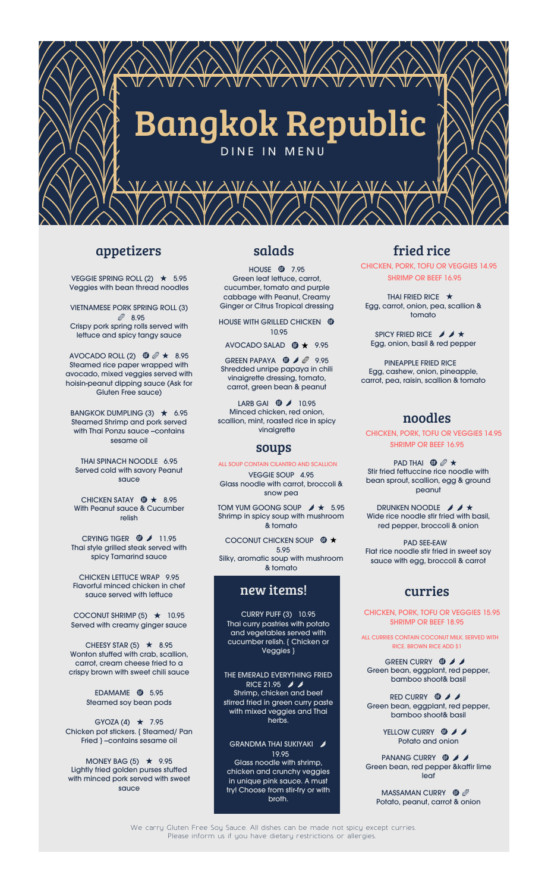# Bangkok Republic

DINE IN MENU

## appetizers

VEGGIE SPRING ROLL (2) ★ 5.95
Veggies with bean thread noodles

VIETNAMESE PORK SPRING ROLL (3) 8.95
Crispy pork spring rolls served with lettuce and spicy tangy sauce

AVOCADO ROLL (2) ★ 8.95
Steamed rice paper wrapped with avocado, mixed veggies served with hoisin-peanut dipping sauce (Ask for Gluten Free sauce)

BANGKOK DUMPLING (3) ★ 6.95
Steamed Shrimp and pork served with Thai Ponzu sauce –contains sesame oil

THAI SPINACH NOODLE 6.95
Served cold with savory Peanut sauce

CHICKEN SATAY ★ 8.95
With Peanut sauce & Cucumber relish

CRYING TIGER 11.95
Thai style grilled steak served with spicy Tamarind sauce

CHICKEN LETTUCE WRAP 9.95
Flavorful minced chicken in chef sauce served with lettuce

COCONUT SHRIMP (5) ★ 10.95
Served with creamy ginger sauce

CHEESY STAR (5) ★ 8.95
Wonton stuffed with crab, scallion, carrot, cream cheese fried to a crispy brown with sweet chili sauce

EDAMAME 5.95
Steamed soy bean pods

GYOZA (4) ★ 7.95
Chicken pot stickers. { Steamed/ Pan Fried } –contains sesame oil

MONEY BAG (5) ★ 9.95
Lightly fried golden purses stuffed with minced pork served with sweet sauce

## salads

HOUSE 7.95
Green leaf lettuce, carrot, cucumber, tomato and purple cabbage with Peanut, Creamy Ginger or Citrus Tropical dressing

HOUSE WITH GRILLED CHICKEN 10.95

AVOCADO SALAD ★ 9.95

GREEN PAPAYA 9.95
Shredded unripe papaya in chili vinaigrette dressing, tomato, carrot, green bean & peanut

LARB GAI 10.95
Minced chicken, red onion, scallion, mint, roasted rice in spicy vinaigrette

## soups

ALL SOUP CONTAIN CILANTRO AND SCALLION

VEGGIE SOUP 4.95
Glass noodle with carrot, broccoli & snow pea

TOM YUM GOONG SOUP ★ 5.95
Shrimp in spicy soup with mushroom & tomato

COCONUT CHICKEN SOUP ★ 5.95
Silky, aromatic soup with mushroom & tomato

## new items!

CURRY PUFF (3) 10.95
Thai curry pastries with potato and vegetables served with cucumber relish. { Chicken or Veggies }

THE EMERALD EVERYTHING FRIED RICE 21.95
Shrimp, chicken and beef stirred fried in green curry paste with mixed veggies and Thai herbs.

GRANDMA THAI SUKIYAKI 19.95
Glass noodle with shrimp, chicken and crunchy veggies in unique pink sauce. A must try! Choose from stir-fry or with broth.

## fried rice

CHICKEN, PORK, TOFU OR VEGGIES 14.95
SHRIMP OR BEEF 16.95

THAI FRIED RICE ★
Egg, carrot, onion, pea, scallion & tomato

SPICY FRIED RICE ★
Egg, onion, basil & red pepper

PINEAPPLE FRIED RICE
Egg, cashew, onion, pineapple, carrot, pea, raisin, scallion & tomato

## noodles

CHICKEN, PORK, TOFU OR VEGGIES 14.95
SHRIMP OR BEEF 16.95

PAD THAI ★
Stir fried fettuccine rice noodle with bean sprout, scallion, egg & ground peanut

DRUNKEN NOODLE ★
Wide rice noodle stir fried with basil, red pepper, broccoli & onion

PAD SEE-EAW
Flat rice noodle stir fried in sweet soy sauce with egg, broccoli & carrot

## curries

CHICKEN, PORK, TOFU OR VEGGIES 15.95
SHRIMP OR BEEF 18.95

ALL CURRIES CONTAIN COCONUT MILK. SERVED WITH RICE. BROWN RICE ADD $1

GREEN CURRY
Green bean, eggplant, red pepper, bamboo shoot& basil

RED CURRY
Green bean, eggplant, red pepper, bamboo shoot& basil

YELLOW CURRY
Potato and onion

PANANG CURRY
Green bean, red pepper &kaffir lime leaf

MASSAMAN CURRY
Potato, peanut, carrot & onion

We carry Gluten Free Soy Sauce. All dishes can be made not spicy except curries.
Please inform us if you have dietary restrictions or allergies.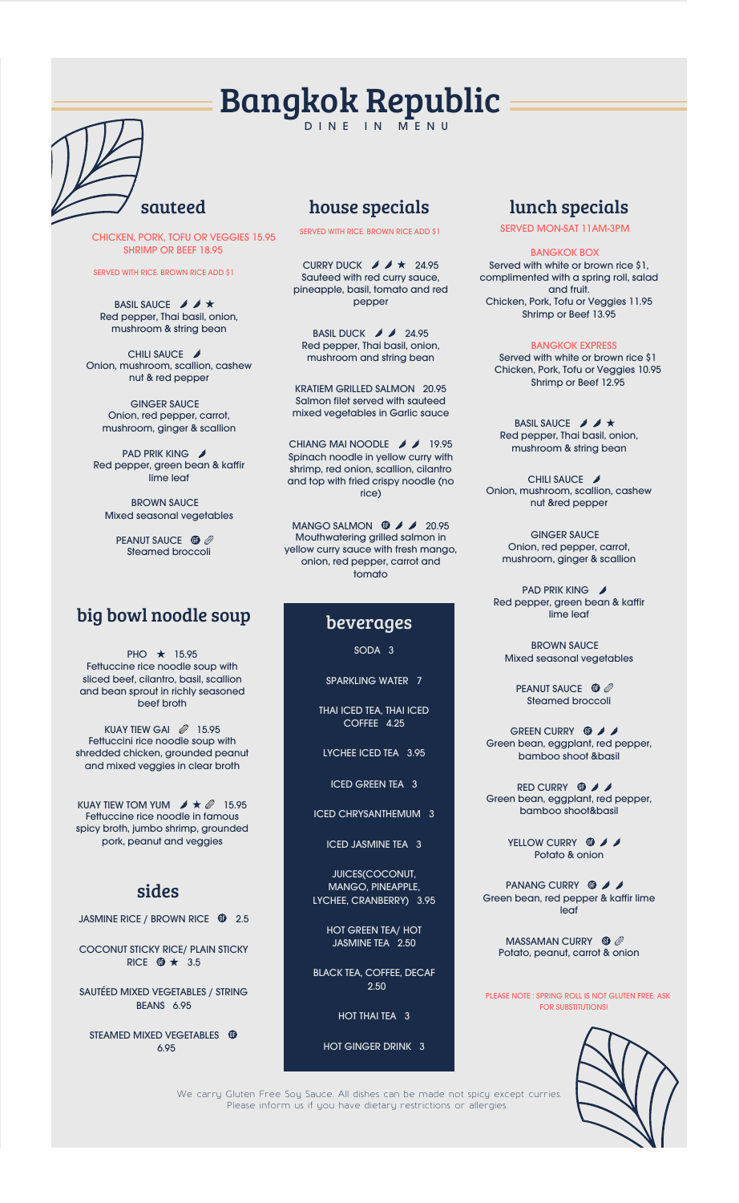# Bangkok Republic

DINE IN MENU

## sauteed

CHICKEN, PORK, TOFU OR VEGGIES 15.95
SHRIMP OR BEEF 18.95

SERVED WITH RICE. BROWN RICE ADD $1

BASIL SAUCE ★
Red pepper, Thai basil, onion, mushroom & string bean

CHILI SAUCE
Onion, mushroom, scallion, cashew nut & red pepper

GINGER SAUCE
Onion, red pepper, carrot, mushroom, ginger & scallion

PAD PRIK KING
Red pepper, green bean & kaffir lime leaf

BROWN SAUCE
Mixed seasonal vegetables

PEANUT SAUCE
Steamed broccoli

## big bowl noodle soup

PHO ★ 15.95
Fettuccine rice noodle soup with sliced beef, cilantro, basil, scallion and bean sprout in richly seasoned beef broth

KUAY TIEW GAI 15.95
Fettuccini rice noodle soup with shredded chicken, grounded peanut and mixed veggies in clear broth

KUAY TIEW TOM YUM ★ 15.95
Fettuccine rice noodle in famous spicy broth, jumbo shrimp, grounded pork, peanut and veggies

## sides

JASMINE RICE / BROWN RICE 2.5

COCONUT STICKY RICE/ PLAIN STICKY RICE ★ 3.5

SAUTÉED MIXED VEGETABLES / STRING BEANS 6.95

STEAMED MIXED VEGETABLES 6.95

## house specials

SERVED WITH RICE. BROWN RICE ADD $1

CURRY DUCK ★ 24.95
Sauteed with red curry sauce, pineapple, basil, tomato and red pepper

BASIL DUCK 24.95
Red pepper, Thai basil, onion, mushroom and string bean

KRATIEM GRILLED SALMON 20.95
Salmon filet served with sauteed mixed vegetables in Garlic sauce

CHIANG MAI NOODLE 19.95
Spinach noodle in yellow curry with shrimp, red onion, scallion, cilantro and top with fried crispy noodle (no rice)

MANGO SALMON 20.95
Mouthwatering grilled salmon in yellow curry sauce with fresh mango, onion, red pepper, carrot and tomato

## beverages

SODA 3

SPARKLING WATER 7

THAI ICED TEA, THAI ICED COFFEE 4.25

LYCHEE ICED TEA 3.95

ICED GREEN TEA 3

ICED CHRYSANTHEMUM 3

ICED JASMINE TEA 3

JUICES(COCONUT, MANGO, PINEAPPLE, LYCHEE, CRANBERRY) 3.95

HOT GREEN TEA/ HOT JASMINE TEA 2.50

BLACK TEA, COFFEE, DECAF 2.50

HOT THAI TEA 3

HOT GINGER DRINK 3

## lunch specials

SERVED MON-SAT 11AM-3PM

BANGKOK BOX
Served with white or brown rice $1, complimented with a spring roll, salad and fruit.
Chicken, Pork, Tofu or Veggies 11.95
Shrimp or Beef 13.95

BANGKOK EXPRESS
Served with white or brown rice $1
Chicken, Pork, Tofu or Veggies 10.95
Shrimp or Beef 12.95

BASIL SAUCE ★
Red pepper, Thai basil, onion, mushroom & string bean

CHILI SAUCE
Onion, mushroom, scallion, cashew nut &red pepper

GINGER SAUCE
Onion, red pepper, carrot, mushroom, ginger & scallion

PAD PRIK KING
Red pepper, green bean & kaffir lime leaf

BROWN SAUCE
Mixed seasonal vegetables

PEANUT SAUCE
Steamed broccoli

GREEN CURRY
Green bean, eggplant, red pepper, bamboo shoot &basil

RED CURRY
Green bean, eggplant, red pepper, bamboo shoot&basil

YELLOW CURRY
Potato & onion

PANANG CURRY
Green bean, red pepper & kaffir lime leaf

MASSAMAN CURRY
Potato, peanut, carrot & onion

PLEASE NOTE : SPRING ROLL IS NOT GLUTEN FREE. ASK FOR SUBSTITUTIONS!

We carry Gluten Free Soy Sauce. All dishes can be made not spicy except curries. Please inform us if you have dietary restrictions or allergies.